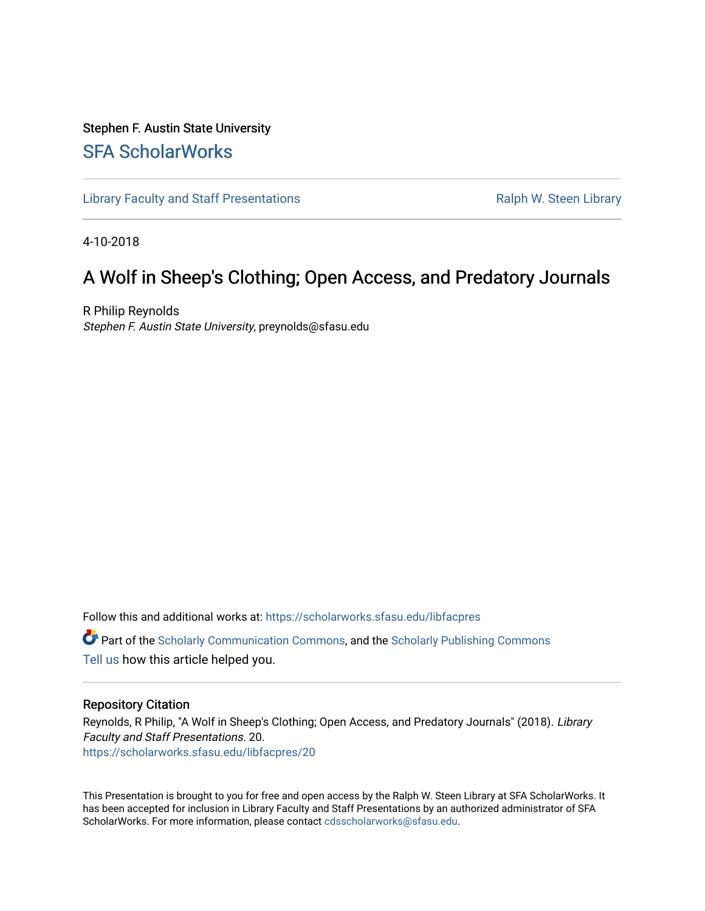Stephen F. Austin State University

## SFA ScholarWorks

Library Faculty and Staff Presentations | Ralph W. Steen Library

4-10-2018

# A Wolf in Sheep's Clothing; Open Access, and Predatory Journals

R Philip Reynolds

*Stephen F. Austin State University*, preynolds@sfasu.edu

Follow this and additional works at: https://scholarworks.sfasu.edu/libfacpres

Part of the Scholarly Communication Commons, and the Scholarly Publishing Commons

Tell us how this article helped you.

### Repository Citation

Reynolds, R Philip, "A Wolf in Sheep's Clothing; Open Access, and Predatory Journals" (2018). *Library Faculty and Staff Presentations*. 20.

https://scholarworks.sfasu.edu/libfacpres/20

This Presentation is brought to you for free and open access by the Ralph W. Steen Library at SFA ScholarWorks. It has been accepted for inclusion in Library Faculty and Staff Presentations by an authorized administrator of SFA ScholarWorks. For more information, please contact cdsscholarworks@sfasu.edu.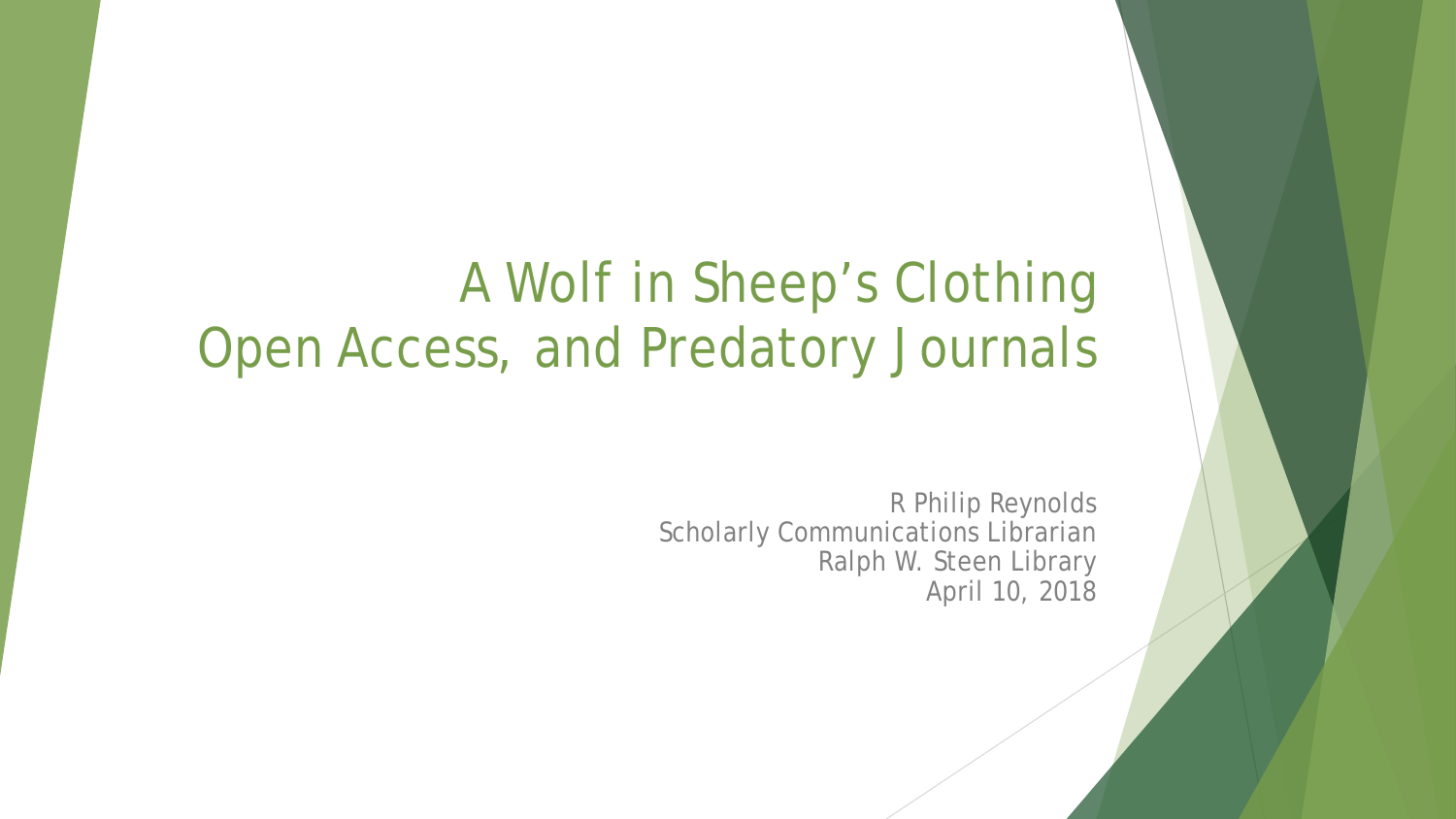# A Wolf in Sheep's Clothing
# Open Access, and Predatory Journals

R Philip Reynolds
Scholarly Communications Librarian
Ralph W. Steen Library
April 10, 2018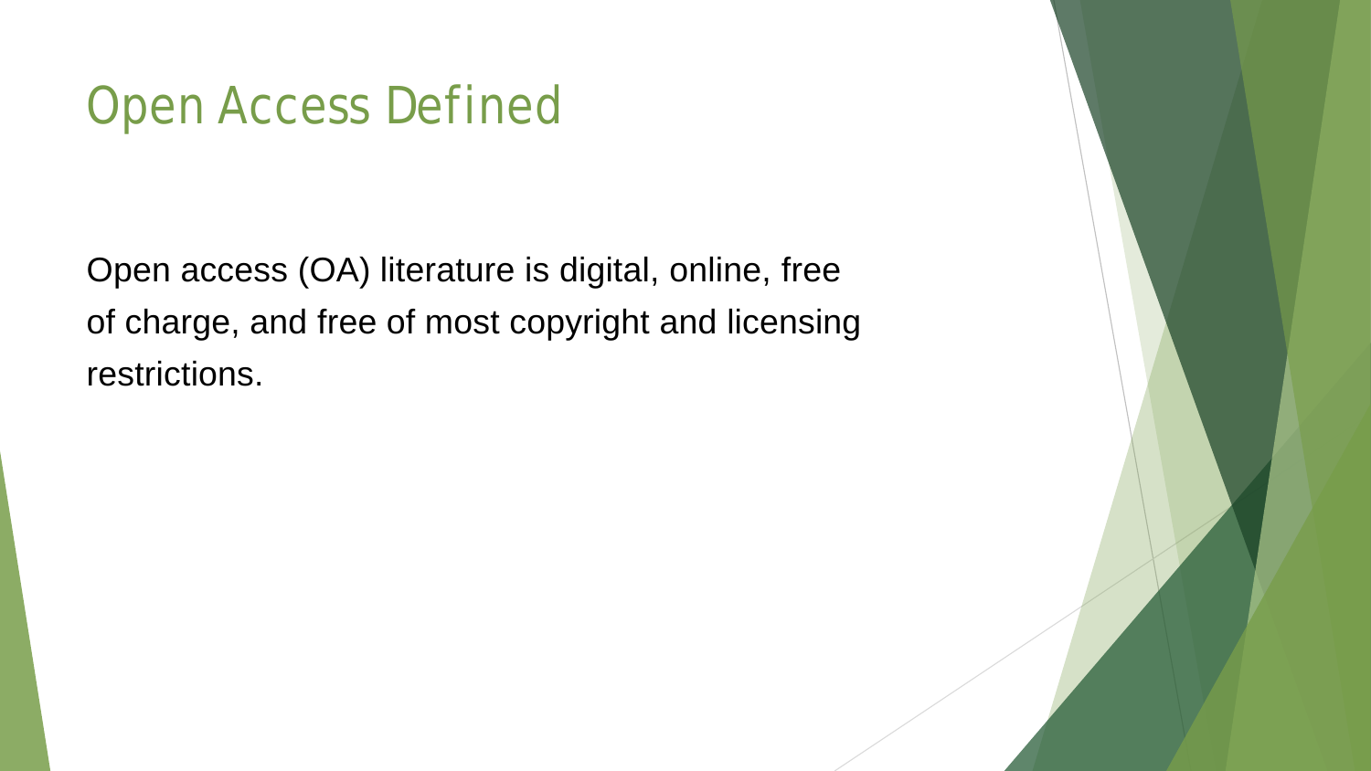# Open Access Defined

Open access (OA) literature is digital, online, free of charge, and free of most copyright and licensing restrictions.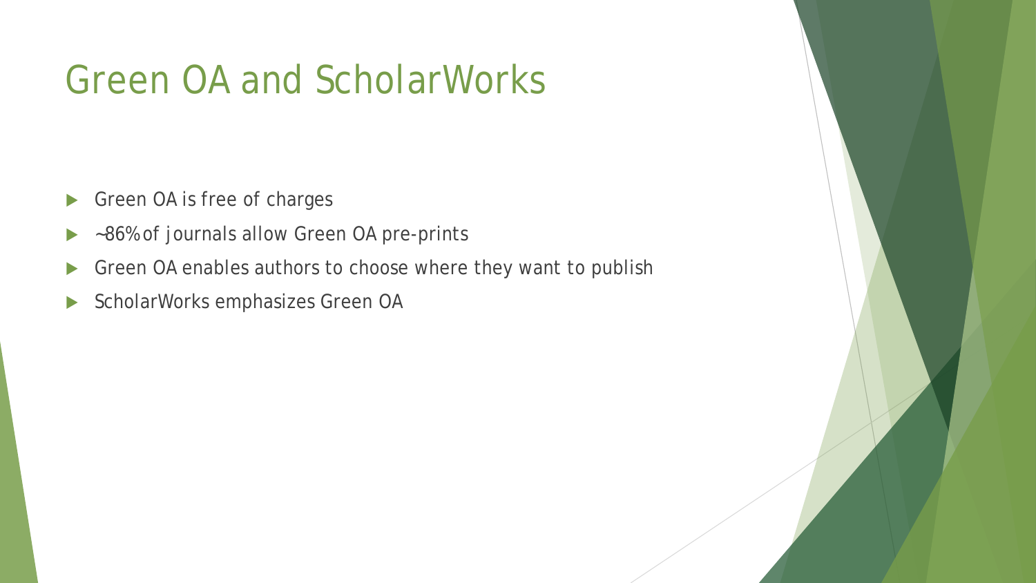# Green OA and ScholarWorks

- Green OA is free of charges
- ~86% of journals allow Green OA pre-prints
- Green OA enables authors to choose where they want to publish
- ScholarWorks emphasizes Green OA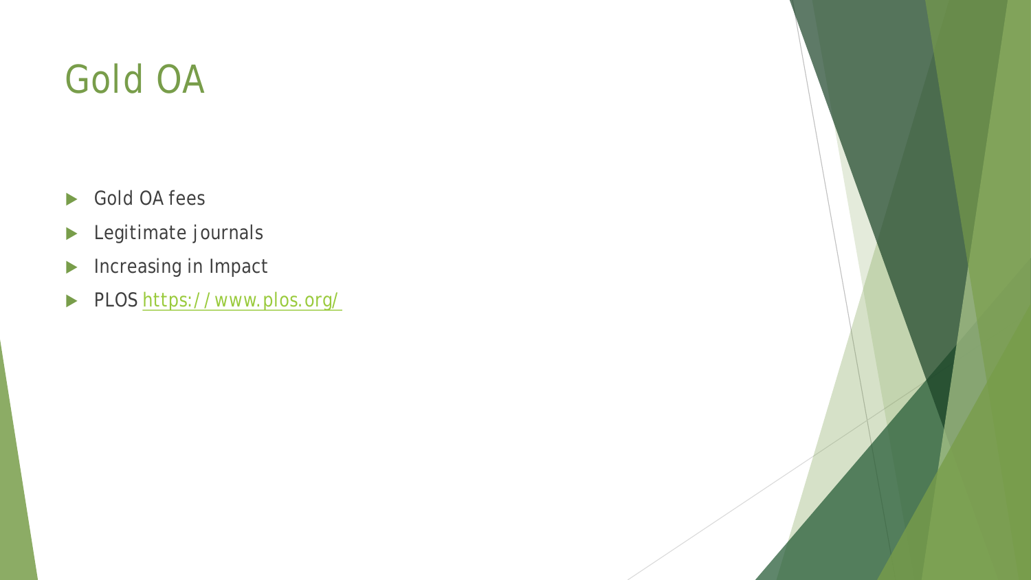# Gold OA

- Gold OA fees
- Legitimate journals
- Increasing in Impact
- PLOS [https://www.plos.org/](https://www.plos.org/)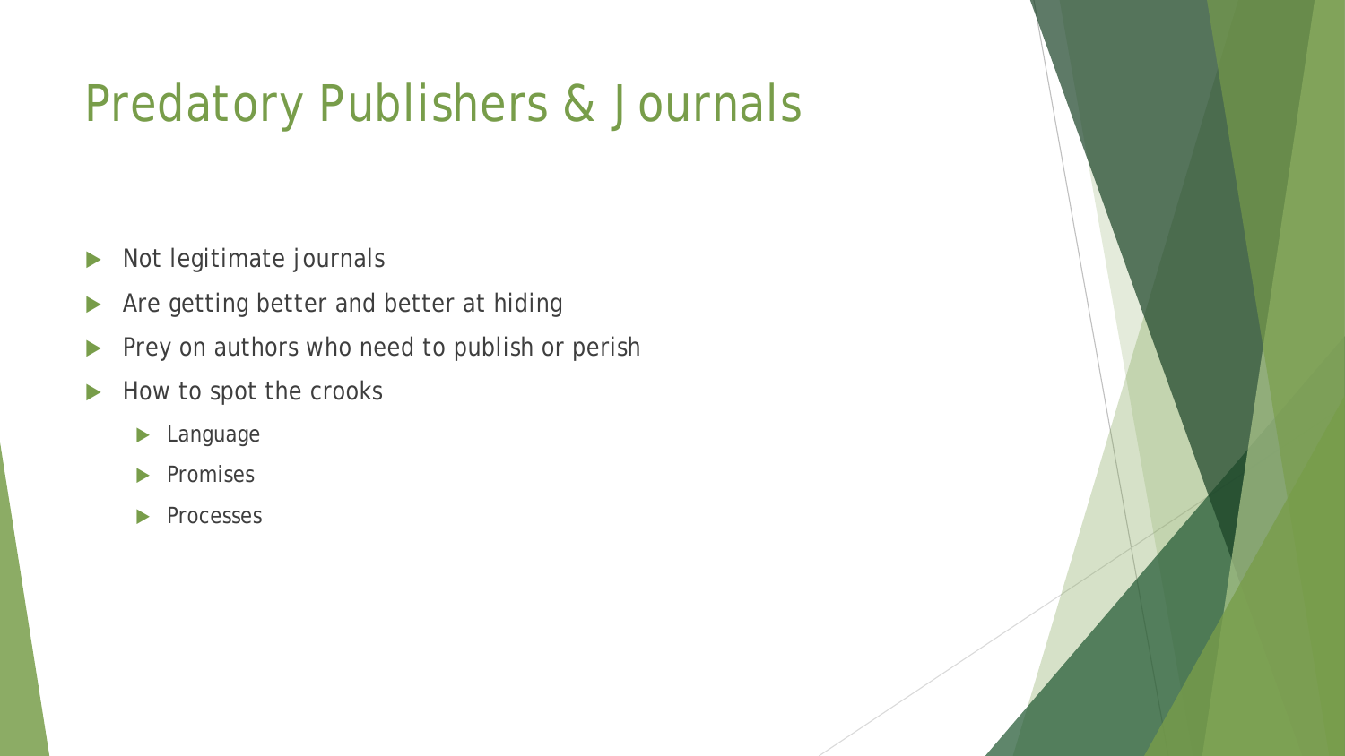# Predatory Publishers & Journals

- Not legitimate journals
- Are getting better and better at hiding
- Prey on authors who need to publish or perish
- How to spot the crooks
  - Language
  - Promises
  - Processes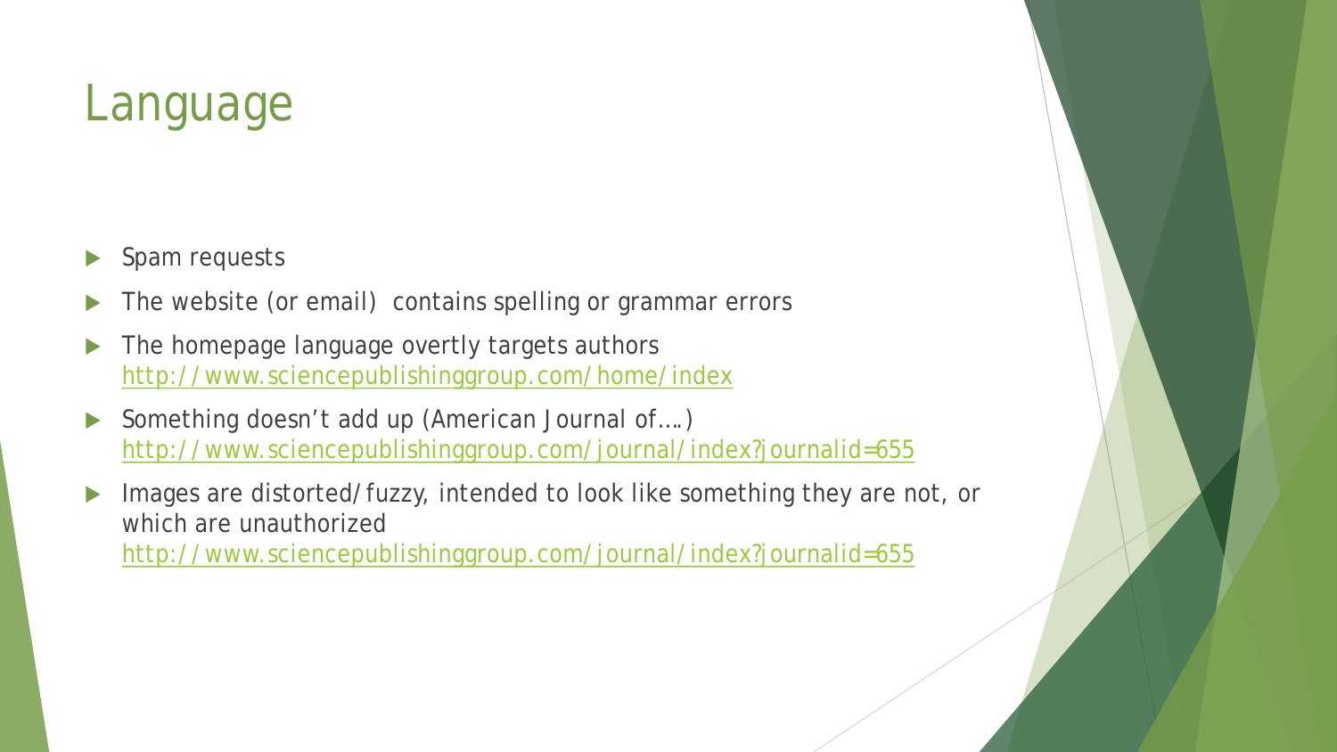# Language

- Spam requests
- The website (or email) contains spelling or grammar errors
- The homepage language overtly targets authors http://www.sciencepublishinggroup.com/home/index
- Something doesn't add up (American Journal of….) http://www.sciencepublishinggroup.com/journal/index?journalid=655
- Images are distorted/fuzzy, intended to look like something they are not, or which are unauthorized http://www.sciencepublishinggroup.com/journal/index?journalid=655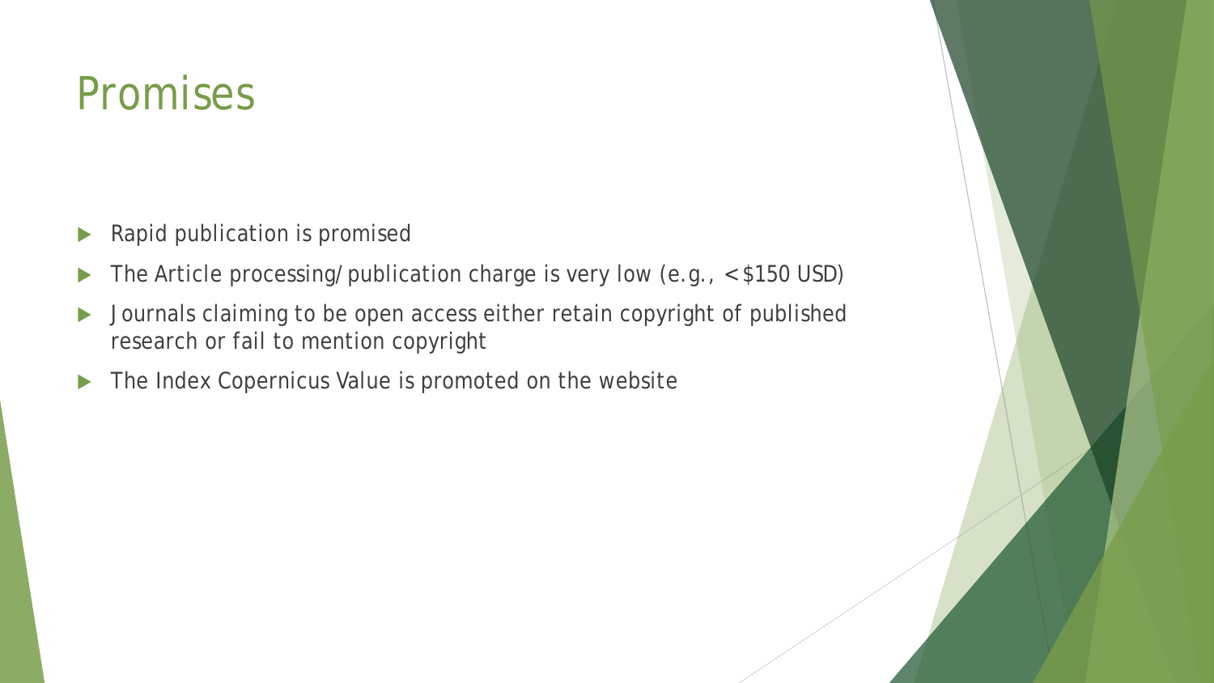# Promises

- Rapid publication is promised
- The Article processing/publication charge is very low (e.g., <$150 USD)
- Journals claiming to be open access either retain copyright of published research or fail to mention copyright
- The Index Copernicus Value is promoted on the website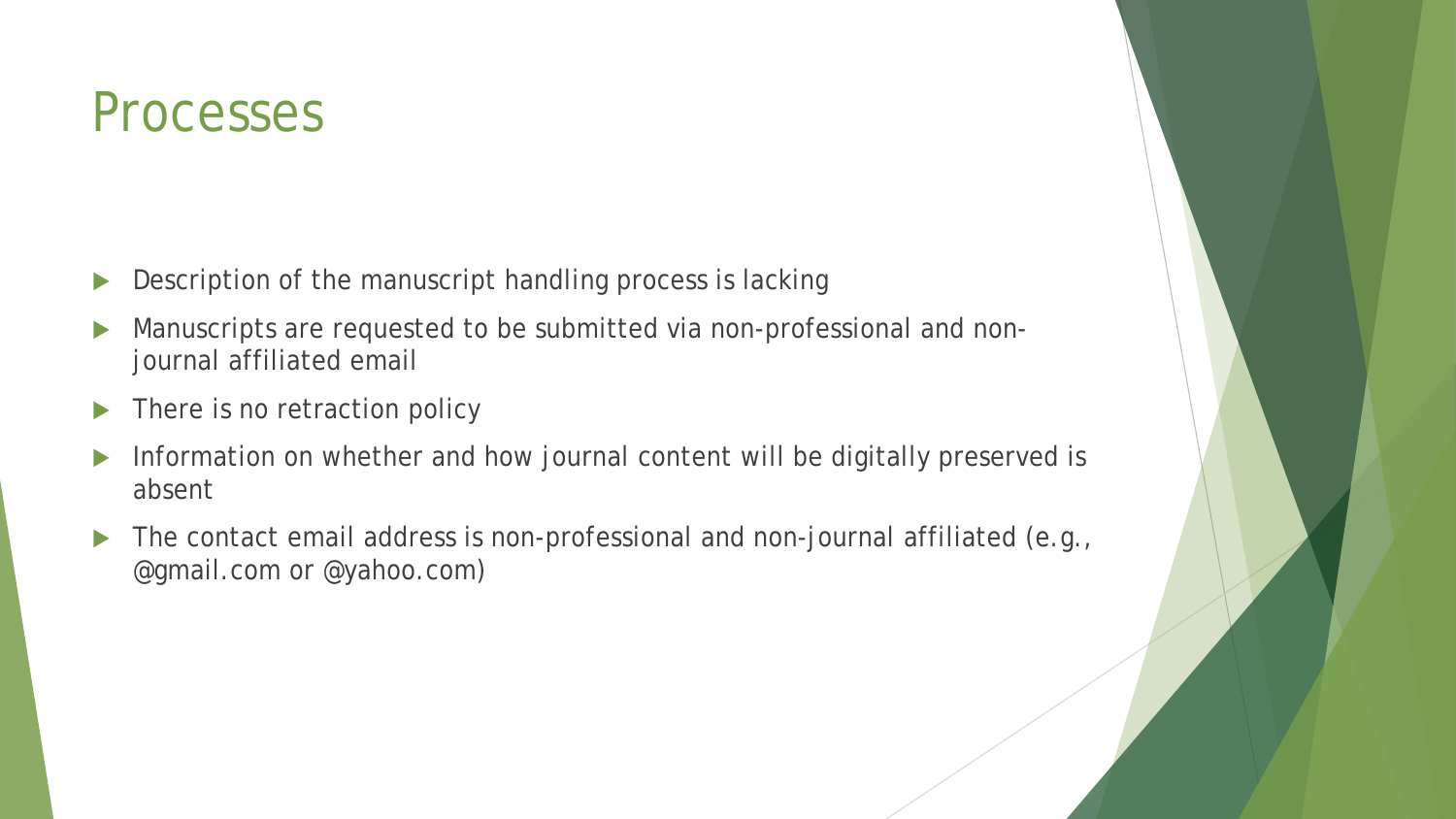# Processes

- Description of the manuscript handling process is lacking
- Manuscripts are requested to be submitted via non-professional and non-journal affiliated email
- There is no retraction policy
- Information on whether and how journal content will be digitally preserved is absent
- The contact email address is non-professional and non-journal affiliated (e.g., @gmail.com or @yahoo.com)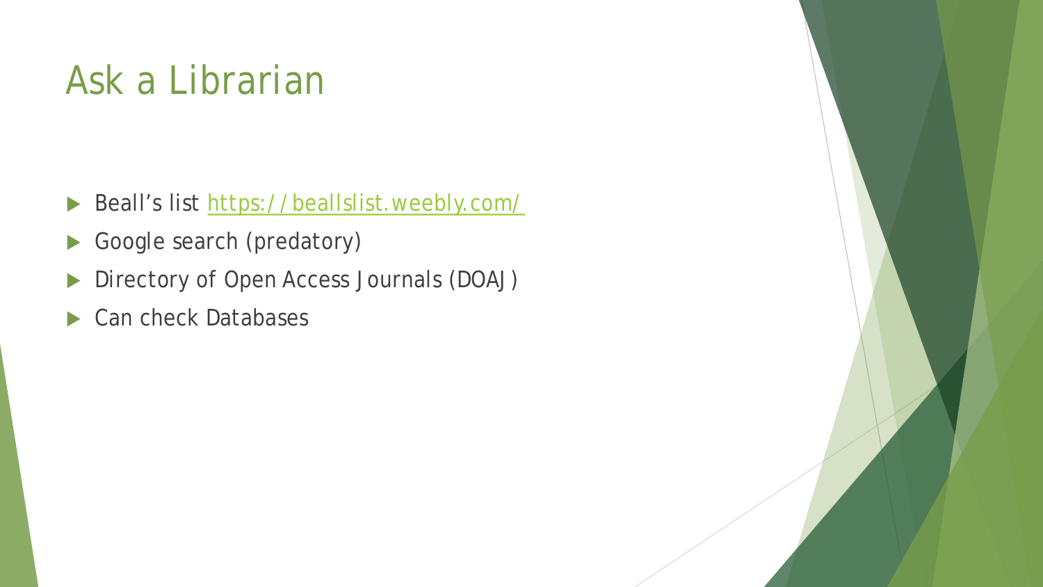# Ask a Librarian

- Beall's list https://beallslist.weebly.com/
- Google search (predatory)
- Directory of Open Access Journals (DOAJ)
- Can check Databases